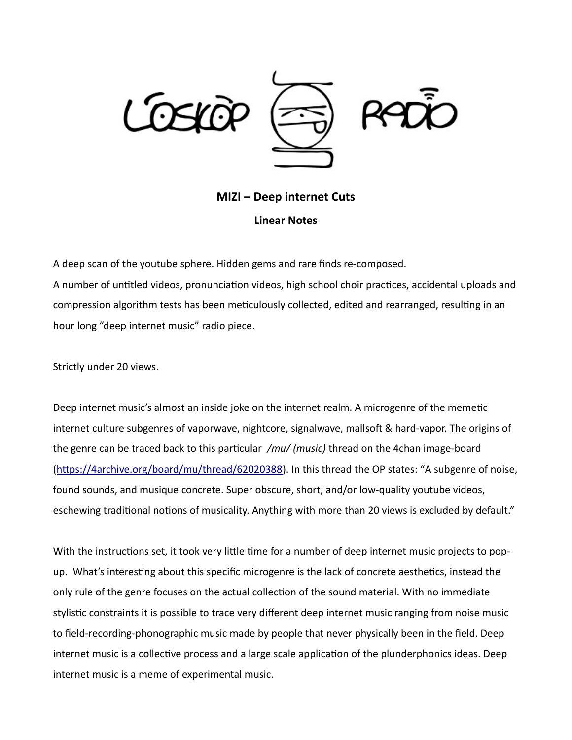L'OSKÖP RADIO

**MIZI – Deep internet Cuts**

**Linear Notes**

A deep scan of the youtube sphere. Hidden gems and rare finds re-composed.
A number of untitled videos, pronunciation videos, high school choir practices, accidental uploads and compression algorithm tests has been meticulously collected, edited and rearranged, resulting in an hour long "deep internet music" radio piece.

Strictly under 20 views.

Deep internet music's almost an inside joke on the internet realm. A microgenre of the memetic internet culture subgenres of vaporwave, nightcore, signalwave, mallsoft & hard-vapor. The origins of the genre can be traced back to this particular *[/mu/ (music)]* thread on the 4chan image-board ([https://4archive.org/board/mu/thread/62020388](https://4archive.org/board/mu/thread/62020388)). In this thread the OP states: "A subgenre of noise, found sounds, and musique concrete. Super obscure, short, and/or low-quality youtube videos, eschewing traditional notions of musicality. Anything with more than 20 views is excluded by default."

With the instructions set, it took very little time for a number of deep internet music projects to pop-up. What's interesting about this specific microgenre is the lack of concrete aesthetics, instead the only rule of the genre focuses on the actual collection of the sound material. With no immediate stylistic constraints it is possible to trace very different deep internet music ranging from noise music to field-recording-phonographic music made by people that never physically been in the field. Deep internet music is a collective process and a large scale application of the plunderphonics ideas. Deep internet music is a meme of experimental music.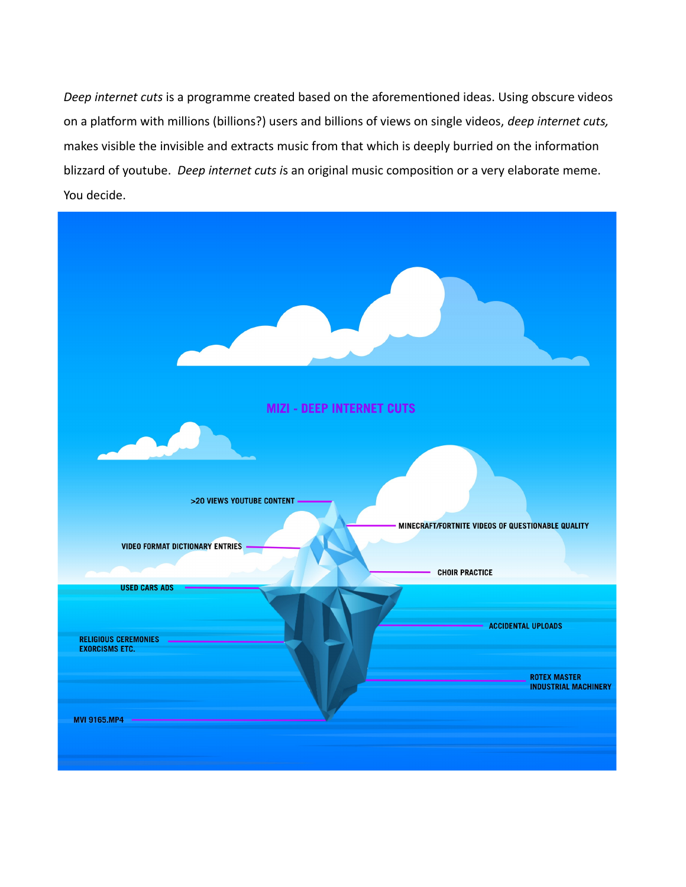*Deep internet cuts* is a programme created based on the aforementioned ideas. Using obscure videos on a platform with millions (billions?) users and billions of views on single videos, *deep internet cuts,* makes visible the invisible and extracts music from that which is deeply burried on the information blizzard of youtube. *Deep internet cuts is* an original music composition or a very elaborate meme. You decide.

MIZI - DEEP INTERNET CUTS

>20 VIEWS YOUTUBE CONTENT

MINECRAFT/FORTNITE VIDEOS OF QUESTIONABLE QUALITY

VIDEO FORMAT DICTIONARY ENTRIES

CHOIR PRACTICE

USED CARS ADS

ACCIDENTAL UPLOADS

RELIGIOUS CEREMONIES EXORCISMS ETC.

ROTEX MASTER INDUSTRIAL MACHINERY

MVI 9165.MP4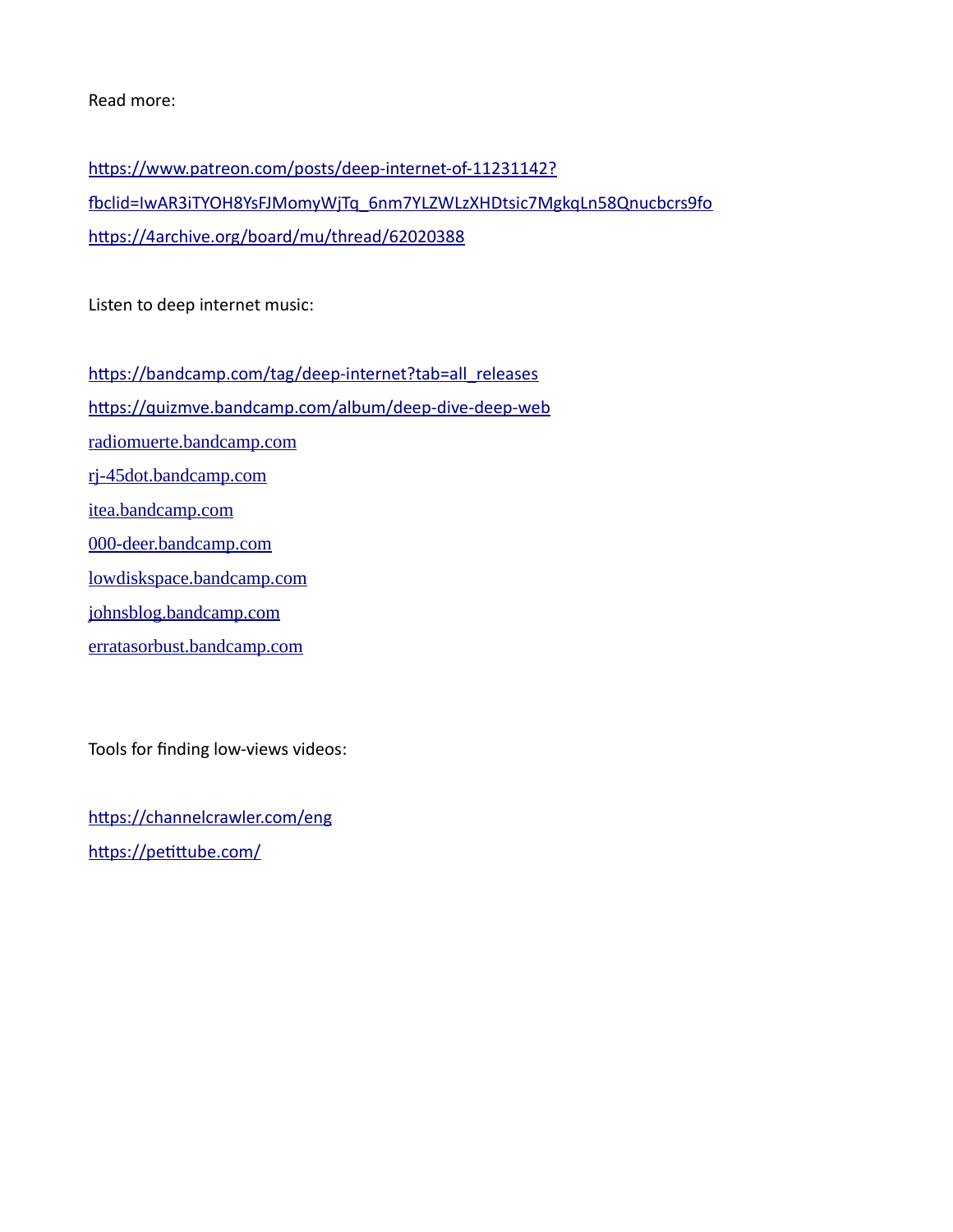Read more:

https://www.patreon.com/posts/deep-internet-of-11231142?fbclid=IwAR3iTYOH8YsFJMomyWjTq_6nm7YLZWLzXHDtsic7MgkqLn58Qnucbcrs9fo
https://4archive.org/board/mu/thread/62020388

Listen to deep internet music:

https://bandcamp.com/tag/deep-internet?tab=all_releases
https://quizmve.bandcamp.com/album/deep-dive-deep-web
radiomuerte.bandcamp.com
rj-45dot.bandcamp.com
itea.bandcamp.com
000-deer.bandcamp.com
lowdiskspace.bandcamp.com
johnsblog.bandcamp.com
erratasorbust.bandcamp.com

Tools for finding low-views videos:

https://channelcrawler.com/eng
https://petittube.com/